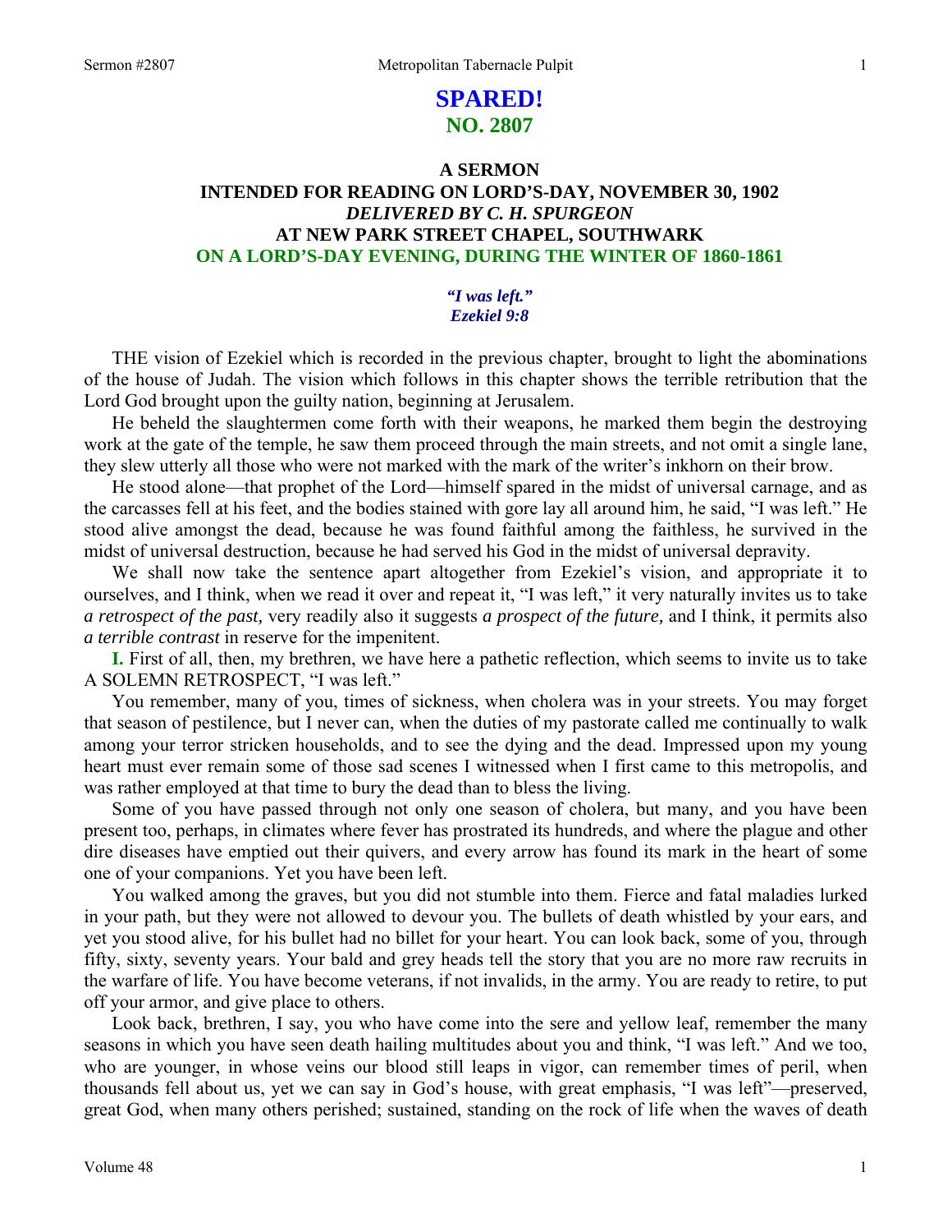# SPARED!
## NO. 2807

### A SERMON
### INTENDED FOR READING ON LORD'S-DAY, NOVEMBER 30, 1902
### *DELIVERED BY C. H. SPURGEON*
### AT NEW PARK STREET CHAPEL, SOUTHWARK
### ON A LORD'S-DAY EVENING, DURING THE WINTER OF 1860-1861

***"I was left." Ezekiel 9:8***

THE vision of Ezekiel which is recorded in the previous chapter, brought to light the abominations of the house of Judah. The vision which follows in this chapter shows the terrible retribution that the Lord God brought upon the guilty nation, beginning at Jerusalem.

He beheld the slaughtermen come forth with their weapons, he marked them begin the destroying work at the gate of the temple, he saw them proceed through the main streets, and not omit a single lane, they slew utterly all those who were not marked with the mark of the writer's inkhorn on their brow.

He stood alone—that prophet of the Lord—himself spared in the midst of universal carnage, and as the carcasses fell at his feet, and the bodies stained with gore lay all around him, he said, "I was left." He stood alive amongst the dead, because he was found faithful among the faithless, he survived in the midst of universal destruction, because he had served his God in the midst of universal depravity.

We shall now take the sentence apart altogether from Ezekiel's vision, and appropriate it to ourselves, and I think, when we read it over and repeat it, "I was left," it very naturally invites us to take *a retrospect of the past,* very readily also it suggests *a prospect of the future,* and I think, it permits also *a terrible contrast* in reserve for the impenitent.

**I.** First of all, then, my brethren, we have here a pathetic reflection, which seems to invite us to take A SOLEMN RETROSPECT, "I was left."

You remember, many of you, times of sickness, when cholera was in your streets. You may forget that season of pestilence, but I never can, when the duties of my pastorate called me continually to walk among your terror stricken households, and to see the dying and the dead. Impressed upon my young heart must ever remain some of those sad scenes I witnessed when I first came to this metropolis, and was rather employed at that time to bury the dead than to bless the living.

Some of you have passed through not only one season of cholera, but many, and you have been present too, perhaps, in climates where fever has prostrated its hundreds, and where the plague and other dire diseases have emptied out their quivers, and every arrow has found its mark in the heart of some one of your companions. Yet you have been left.

You walked among the graves, but you did not stumble into them. Fierce and fatal maladies lurked in your path, but they were not allowed to devour you. The bullets of death whistled by your ears, and yet you stood alive, for his bullet had no billet for your heart. You can look back, some of you, through fifty, sixty, seventy years. Your bald and grey heads tell the story that you are no more raw recruits in the warfare of life. You have become veterans, if not invalids, in the army. You are ready to retire, to put off your armor, and give place to others.

Look back, brethren, I say, you who have come into the sere and yellow leaf, remember the many seasons in which you have seen death hailing multitudes about you and think, "I was left." And we too, who are younger, in whose veins our blood still leaps in vigor, can remember times of peril, when thousands fell about us, yet we can say in God's house, with great emphasis, "I was left"—preserved, great God, when many others perished; sustained, standing on the rock of life when the waves of death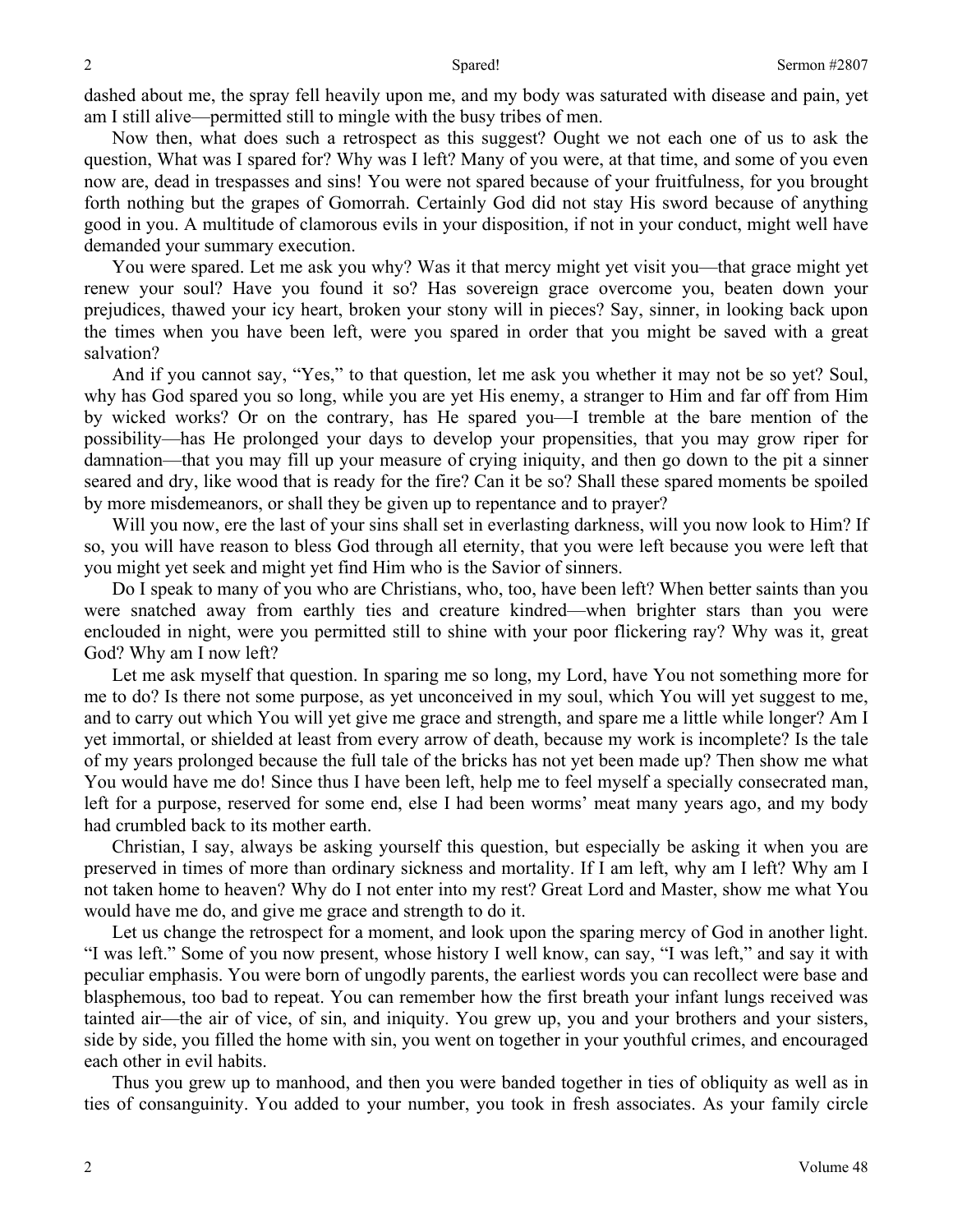dashed about me, the spray fell heavily upon me, and my body was saturated with disease and pain, yet am I still alive—permitted still to mingle with the busy tribes of men.

Now then, what does such a retrospect as this suggest? Ought we not each one of us to ask the question, What was I spared for? Why was I left? Many of you were, at that time, and some of you even now are, dead in trespasses and sins! You were not spared because of your fruitfulness, for you brought forth nothing but the grapes of Gomorrah. Certainly God did not stay His sword because of anything good in you. A multitude of clamorous evils in your disposition, if not in your conduct, might well have demanded your summary execution.

You were spared. Let me ask you why? Was it that mercy might yet visit you—that grace might yet renew your soul? Have you found it so? Has sovereign grace overcome you, beaten down your prejudices, thawed your icy heart, broken your stony will in pieces? Say, sinner, in looking back upon the times when you have been left, were you spared in order that you might be saved with a great salvation?

And if you cannot say, "Yes," to that question, let me ask you whether it may not be so yet? Soul, why has God spared you so long, while you are yet His enemy, a stranger to Him and far off from Him by wicked works? Or on the contrary, has He spared you—I tremble at the bare mention of the possibility—has He prolonged your days to develop your propensities, that you may grow riper for damnation—that you may fill up your measure of crying iniquity, and then go down to the pit a sinner seared and dry, like wood that is ready for the fire? Can it be so? Shall these spared moments be spoiled by more misdemeanors, or shall they be given up to repentance and to prayer?

Will you now, ere the last of your sins shall set in everlasting darkness, will you now look to Him? If so, you will have reason to bless God through all eternity, that you were left because you were left that you might yet seek and might yet find Him who is the Savior of sinners.

Do I speak to many of you who are Christians, who, too, have been left? When better saints than you were snatched away from earthly ties and creature kindred—when brighter stars than you were enclouded in night, were you permitted still to shine with your poor flickering ray? Why was it, great God? Why am I now left?

Let me ask myself that question. In sparing me so long, my Lord, have You not something more for me to do? Is there not some purpose, as yet unconceived in my soul, which You will yet suggest to me, and to carry out which You will yet give me grace and strength, and spare me a little while longer? Am I yet immortal, or shielded at least from every arrow of death, because my work is incomplete? Is the tale of my years prolonged because the full tale of the bricks has not yet been made up? Then show me what You would have me do! Since thus I have been left, help me to feel myself a specially consecrated man, left for a purpose, reserved for some end, else I had been worms' meat many years ago, and my body had crumbled back to its mother earth.

Christian, I say, always be asking yourself this question, but especially be asking it when you are preserved in times of more than ordinary sickness and mortality. If I am left, why am I left? Why am I not taken home to heaven? Why do I not enter into my rest? Great Lord and Master, show me what You would have me do, and give me grace and strength to do it.

Let us change the retrospect for a moment, and look upon the sparing mercy of God in another light. "I was left." Some of you now present, whose history I well know, can say, "I was left," and say it with peculiar emphasis. You were born of ungodly parents, the earliest words you can recollect were base and blasphemous, too bad to repeat. You can remember how the first breath your infant lungs received was tainted air—the air of vice, of sin, and iniquity. You grew up, you and your brothers and your sisters, side by side, you filled the home with sin, you went on together in your youthful crimes, and encouraged each other in evil habits.

Thus you grew up to manhood, and then you were banded together in ties of obliquity as well as in ties of consanguinity. You added to your number, you took in fresh associates. As your family circle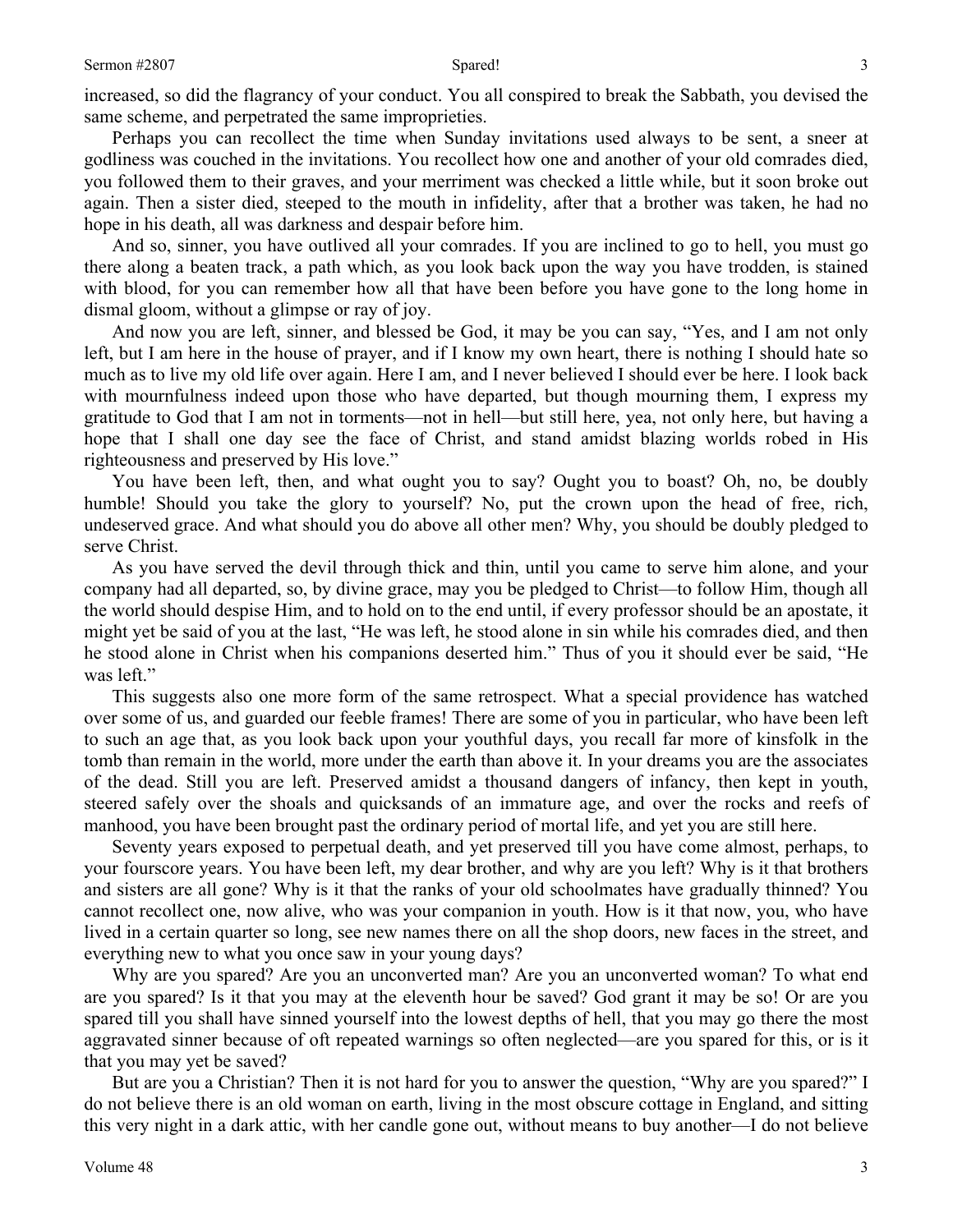increased, so did the flagrancy of your conduct. You all conspired to break the Sabbath, you devised the same scheme, and perpetrated the same improprieties.

Perhaps you can recollect the time when Sunday invitations used always to be sent, a sneer at godliness was couched in the invitations. You recollect how one and another of your old comrades died, you followed them to their graves, and your merriment was checked a little while, but it soon broke out again. Then a sister died, steeped to the mouth in infidelity, after that a brother was taken, he had no hope in his death, all was darkness and despair before him.

And so, sinner, you have outlived all your comrades. If you are inclined to go to hell, you must go there along a beaten track, a path which, as you look back upon the way you have trodden, is stained with blood, for you can remember how all that have been before you have gone to the long home in dismal gloom, without a glimpse or ray of joy.

And now you are left, sinner, and blessed be God, it may be you can say, "Yes, and I am not only left, but I am here in the house of prayer, and if I know my own heart, there is nothing I should hate so much as to live my old life over again. Here I am, and I never believed I should ever be here. I look back with mournfulness indeed upon those who have departed, but though mourning them, I express my gratitude to God that I am not in torments—not in hell—but still here, yea, not only here, but having a hope that I shall one day see the face of Christ, and stand amidst blazing worlds robed in His righteousness and preserved by His love."

You have been left, then, and what ought you to say? Ought you to boast? Oh, no, be doubly humble! Should you take the glory to yourself? No, put the crown upon the head of free, rich, undeserved grace. And what should you do above all other men? Why, you should be doubly pledged to serve Christ.

As you have served the devil through thick and thin, until you came to serve him alone, and your company had all departed, so, by divine grace, may you be pledged to Christ—to follow Him, though all the world should despise Him, and to hold on to the end until, if every professor should be an apostate, it might yet be said of you at the last, "He was left, he stood alone in sin while his comrades died, and then he stood alone in Christ when his companions deserted him." Thus of you it should ever be said, "He was left."

This suggests also one more form of the same retrospect. What a special providence has watched over some of us, and guarded our feeble frames! There are some of you in particular, who have been left to such an age that, as you look back upon your youthful days, you recall far more of kinsfolk in the tomb than remain in the world, more under the earth than above it. In your dreams you are the associates of the dead. Still you are left. Preserved amidst a thousand dangers of infancy, then kept in youth, steered safely over the shoals and quicksands of an immature age, and over the rocks and reefs of manhood, you have been brought past the ordinary period of mortal life, and yet you are still here.

Seventy years exposed to perpetual death, and yet preserved till you have come almost, perhaps, to your fourscore years. You have been left, my dear brother, and why are you left? Why is it that brothers and sisters are all gone? Why is it that the ranks of your old schoolmates have gradually thinned? You cannot recollect one, now alive, who was your companion in youth. How is it that now, you, who have lived in a certain quarter so long, see new names there on all the shop doors, new faces in the street, and everything new to what you once saw in your young days?

Why are you spared? Are you an unconverted man? Are you an unconverted woman? To what end are you spared? Is it that you may at the eleventh hour be saved? God grant it may be so! Or are you spared till you shall have sinned yourself into the lowest depths of hell, that you may go there the most aggravated sinner because of oft repeated warnings so often neglected—are you spared for this, or is it that you may yet be saved?

But are you a Christian? Then it is not hard for you to answer the question, "Why are you spared?" I do not believe there is an old woman on earth, living in the most obscure cottage in England, and sitting this very night in a dark attic, with her candle gone out, without means to buy another—I do not believe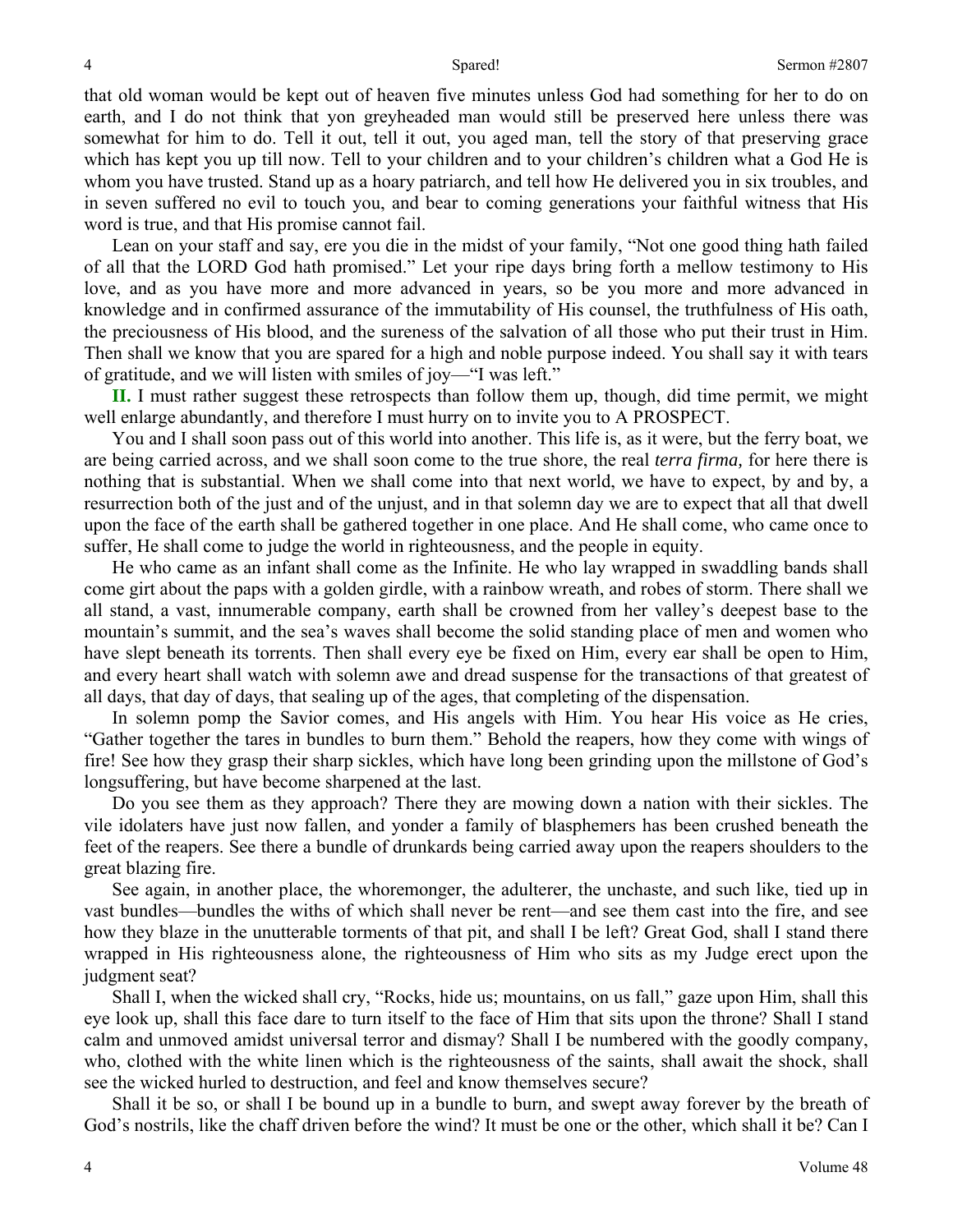that old woman would be kept out of heaven five minutes unless God had something for her to do on earth, and I do not think that yon greyheaded man would still be preserved here unless there was somewhat for him to do. Tell it out, tell it out, you aged man, tell the story of that preserving grace which has kept you up till now. Tell to your children and to your children's children what a God He is whom you have trusted. Stand up as a hoary patriarch, and tell how He delivered you in six troubles, and in seven suffered no evil to touch you, and bear to coming generations your faithful witness that His word is true, and that His promise cannot fail.

Lean on your staff and say, ere you die in the midst of your family, "Not one good thing hath failed of all that the LORD God hath promised." Let your ripe days bring forth a mellow testimony to His love, and as you have more and more advanced in years, so be you more and more advanced in knowledge and in confirmed assurance of the immutability of His counsel, the truthfulness of His oath, the preciousness of His blood, and the sureness of the salvation of all those who put their trust in Him. Then shall we know that you are spared for a high and noble purpose indeed. You shall say it with tears of gratitude, and we will listen with smiles of joy—"I was left."

**II.** I must rather suggest these retrospects than follow them up, though, did time permit, we might well enlarge abundantly, and therefore I must hurry on to invite you to A PROSPECT.

You and I shall soon pass out of this world into another. This life is, as it were, but the ferry boat, we are being carried across, and we shall soon come to the true shore, the real *terra firma,* for here there is nothing that is substantial. When we shall come into that next world, we have to expect, by and by, a resurrection both of the just and of the unjust, and in that solemn day we are to expect that all that dwell upon the face of the earth shall be gathered together in one place. And He shall come, who came once to suffer, He shall come to judge the world in righteousness, and the people in equity.

He who came as an infant shall come as the Infinite. He who lay wrapped in swaddling bands shall come girt about the paps with a golden girdle, with a rainbow wreath, and robes of storm. There shall we all stand, a vast, innumerable company, earth shall be crowned from her valley's deepest base to the mountain's summit, and the sea's waves shall become the solid standing place of men and women who have slept beneath its torrents. Then shall every eye be fixed on Him, every ear shall be open to Him, and every heart shall watch with solemn awe and dread suspense for the transactions of that greatest of all days, that day of days, that sealing up of the ages, that completing of the dispensation.

In solemn pomp the Savior comes, and His angels with Him. You hear His voice as He cries, "Gather together the tares in bundles to burn them." Behold the reapers, how they come with wings of fire! See how they grasp their sharp sickles, which have long been grinding upon the millstone of God's longsuffering, but have become sharpened at the last.

Do you see them as they approach? There they are mowing down a nation with their sickles. The vile idolaters have just now fallen, and yonder a family of blasphemers has been crushed beneath the feet of the reapers. See there a bundle of drunkards being carried away upon the reapers shoulders to the great blazing fire.

See again, in another place, the whoremonger, the adulterer, the unchaste, and such like, tied up in vast bundles—bundles the withs of which shall never be rent—and see them cast into the fire, and see how they blaze in the unutterable torments of that pit, and shall I be left? Great God, shall I stand there wrapped in His righteousness alone, the righteousness of Him who sits as my Judge erect upon the judgment seat?

Shall I, when the wicked shall cry, "Rocks, hide us; mountains, on us fall," gaze upon Him, shall this eye look up, shall this face dare to turn itself to the face of Him that sits upon the throne? Shall I stand calm and unmoved amidst universal terror and dismay? Shall I be numbered with the goodly company, who, clothed with the white linen which is the righteousness of the saints, shall await the shock, shall see the wicked hurled to destruction, and feel and know themselves secure?

Shall it be so, or shall I be bound up in a bundle to burn, and swept away forever by the breath of God's nostrils, like the chaff driven before the wind? It must be one or the other, which shall it be? Can I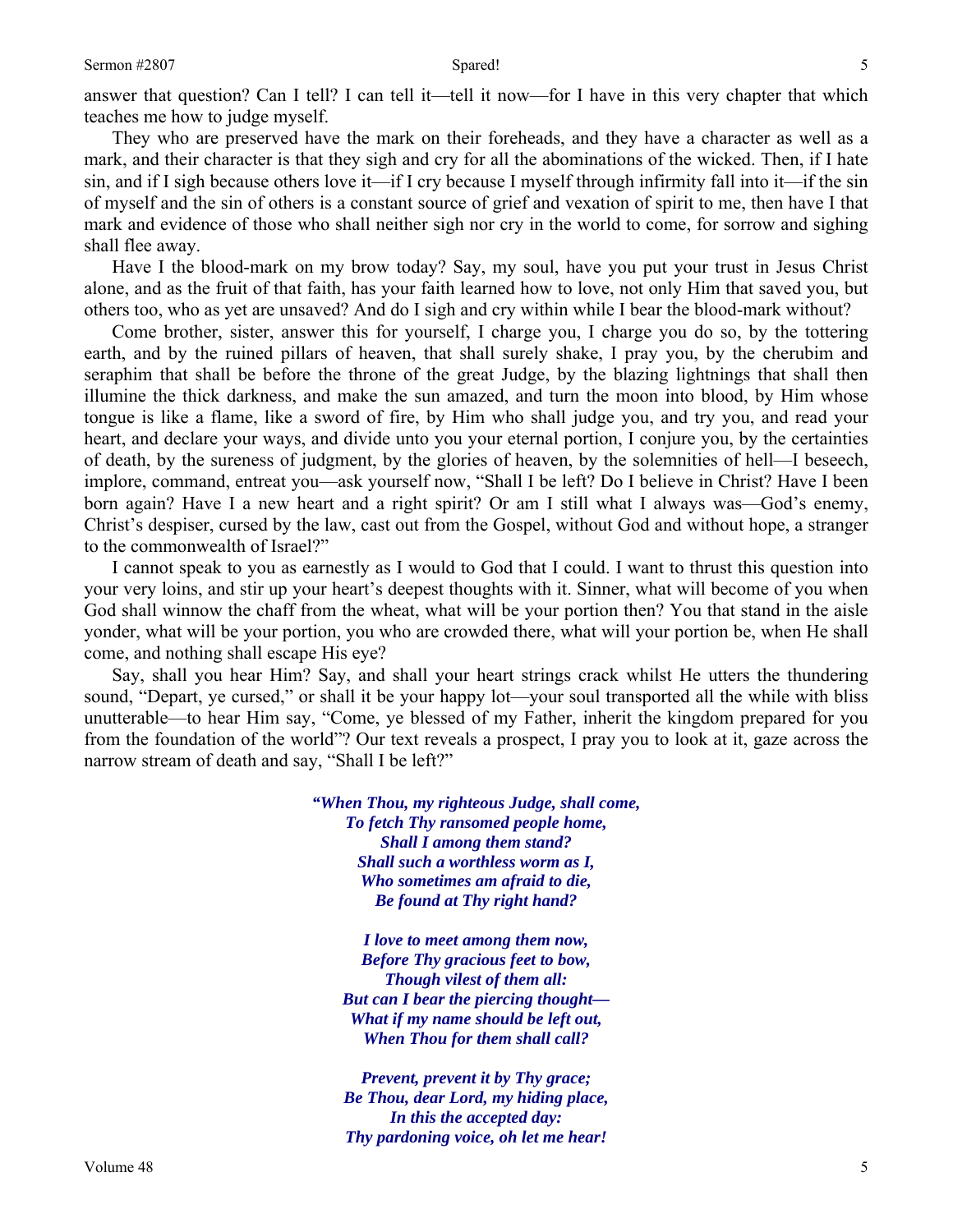answer that question? Can I tell? I can tell it—tell it now—for I have in this very chapter that which teaches me how to judge myself.

They who are preserved have the mark on their foreheads, and they have a character as well as a mark, and their character is that they sigh and cry for all the abominations of the wicked. Then, if I hate sin, and if I sigh because others love it—if I cry because I myself through infirmity fall into it—if the sin of myself and the sin of others is a constant source of grief and vexation of spirit to me, then have I that mark and evidence of those who shall neither sigh nor cry in the world to come, for sorrow and sighing shall flee away.

Have I the blood-mark on my brow today? Say, my soul, have you put your trust in Jesus Christ alone, and as the fruit of that faith, has your faith learned how to love, not only Him that saved you, but others too, who as yet are unsaved? And do I sigh and cry within while I bear the blood-mark without?

Come brother, sister, answer this for yourself, I charge you, I charge you do so, by the tottering earth, and by the ruined pillars of heaven, that shall surely shake, I pray you, by the cherubim and seraphim that shall be before the throne of the great Judge, by the blazing lightnings that shall then illumine the thick darkness, and make the sun amazed, and turn the moon into blood, by Him whose tongue is like a flame, like a sword of fire, by Him who shall judge you, and try you, and read your heart, and declare your ways, and divide unto you your eternal portion, I conjure you, by the certainties of death, by the sureness of judgment, by the glories of heaven, by the solemnities of hell—I beseech, implore, command, entreat you—ask yourself now, "Shall I be left? Do I believe in Christ? Have I been born again? Have I a new heart and a right spirit? Or am I still what I always was—God's enemy, Christ's despiser, cursed by the law, cast out from the Gospel, without God and without hope, a stranger to the commonwealth of Israel?"

I cannot speak to you as earnestly as I would to God that I could. I want to thrust this question into your very loins, and stir up your heart's deepest thoughts with it. Sinner, what will become of you when God shall winnow the chaff from the wheat, what will be your portion then? You that stand in the aisle yonder, what will be your portion, you who are crowded there, what will your portion be, when He shall come, and nothing shall escape His eye?

Say, shall you hear Him? Say, and shall your heart strings crack whilst He utters the thundering sound, "Depart, ye cursed," or shall it be your happy lot—your soul transported all the while with bliss unutterable—to hear Him say, "Come, ye blessed of my Father, inherit the kingdom prepared for you from the foundation of the world"? Our text reveals a prospect, I pray you to look at it, gaze across the narrow stream of death and say, "Shall I be left?"

> ***"When Thou, my righteous Judge, shall come,***
> ***To fetch Thy ransomed people home,***
> ***Shall I among them stand?***
> ***Shall such a worthless worm as I,***
> ***Who sometimes am afraid to die,***
> ***Be found at Thy right hand?***
>
> ***I love to meet among them now,***
> ***Before Thy gracious feet to bow,***
> ***Though vilest of them all:***
> ***But can I bear the piercing thought—***
> ***What if my name should be left out,***
> ***When Thou for them shall call?***
>
> ***Prevent, prevent it by Thy grace;***
> ***Be Thou, dear Lord, my hiding place,***
> ***In this the accepted day:***
> ***Thy pardoning voice, oh let me hear!***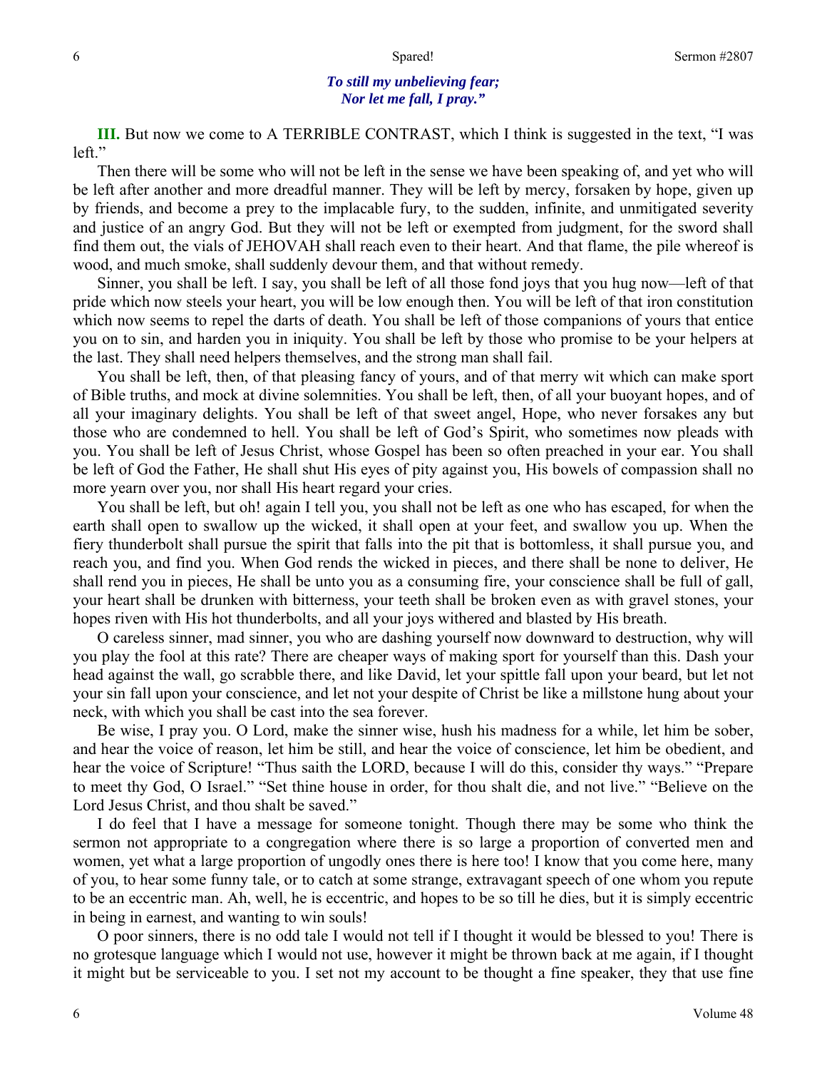*To still my unbelieving fear;*
*Nor let me fall, I pray."*

**III.** But now we come to A TERRIBLE CONTRAST, which I think is suggested in the text, "I was left."

Then there will be some who will not be left in the sense we have been speaking of, and yet who will be left after another and more dreadful manner. They will be left by mercy, forsaken by hope, given up by friends, and become a prey to the implacable fury, to the sudden, infinite, and unmitigated severity and justice of an angry God. But they will not be left or exempted from judgment, for the sword shall find them out, the vials of JEHOVAH shall reach even to their heart. And that flame, the pile whereof is wood, and much smoke, shall suddenly devour them, and that without remedy.

Sinner, you shall be left. I say, you shall be left of all those fond joys that you hug now—left of that pride which now steels your heart, you will be low enough then. You will be left of that iron constitution which now seems to repel the darts of death. You shall be left of those companions of yours that entice you on to sin, and harden you in iniquity. You shall be left by those who promise to be your helpers at the last. They shall need helpers themselves, and the strong man shall fail.

You shall be left, then, of that pleasing fancy of yours, and of that merry wit which can make sport of Bible truths, and mock at divine solemnities. You shall be left, then, of all your buoyant hopes, and of all your imaginary delights. You shall be left of that sweet angel, Hope, who never forsakes any but those who are condemned to hell. You shall be left of God's Spirit, who sometimes now pleads with you. You shall be left of Jesus Christ, whose Gospel has been so often preached in your ear. You shall be left of God the Father, He shall shut His eyes of pity against you, His bowels of compassion shall no more yearn over you, nor shall His heart regard your cries.

You shall be left, but oh! again I tell you, you shall not be left as one who has escaped, for when the earth shall open to swallow up the wicked, it shall open at your feet, and swallow you up. When the fiery thunderbolt shall pursue the spirit that falls into the pit that is bottomless, it shall pursue you, and reach you, and find you. When God rends the wicked in pieces, and there shall be none to deliver, He shall rend you in pieces, He shall be unto you as a consuming fire, your conscience shall be full of gall, your heart shall be drunken with bitterness, your teeth shall be broken even as with gravel stones, your hopes riven with His hot thunderbolts, and all your joys withered and blasted by His breath.

O careless sinner, mad sinner, you who are dashing yourself now downward to destruction, why will you play the fool at this rate? There are cheaper ways of making sport for yourself than this. Dash your head against the wall, go scrabble there, and like David, let your spittle fall upon your beard, but let not your sin fall upon your conscience, and let not your despite of Christ be like a millstone hung about your neck, with which you shall be cast into the sea forever.

Be wise, I pray you. O Lord, make the sinner wise, hush his madness for a while, let him be sober, and hear the voice of reason, let him be still, and hear the voice of conscience, let him be obedient, and hear the voice of Scripture! "Thus saith the LORD, because I will do this, consider thy ways." "Prepare to meet thy God, O Israel." "Set thine house in order, for thou shalt die, and not live." "Believe on the Lord Jesus Christ, and thou shalt be saved."

I do feel that I have a message for someone tonight. Though there may be some who think the sermon not appropriate to a congregation where there is so large a proportion of converted men and women, yet what a large proportion of ungodly ones there is here too! I know that you come here, many of you, to hear some funny tale, or to catch at some strange, extravagant speech of one whom you repute to be an eccentric man. Ah, well, he is eccentric, and hopes to be so till he dies, but it is simply eccentric in being in earnest, and wanting to win souls!

O poor sinners, there is no odd tale I would not tell if I thought it would be blessed to you! There is no grotesque language which I would not use, however it might be thrown back at me again, if I thought it might but be serviceable to you. I set not my account to be thought a fine speaker, they that use fine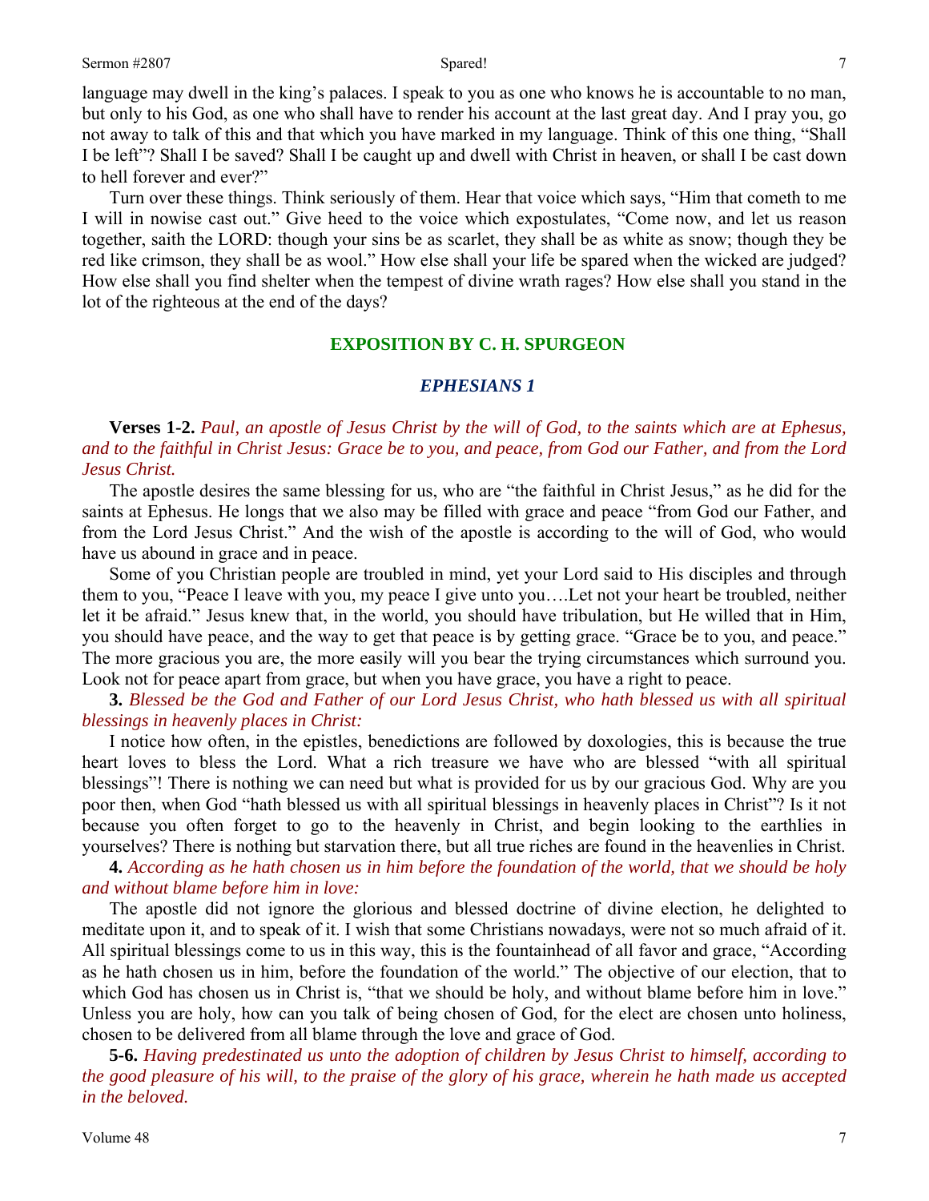language may dwell in the king's palaces. I speak to you as one who knows he is accountable to no man, but only to his God, as one who shall have to render his account at the last great day. And I pray you, go not away to talk of this and that which you have marked in my language. Think of this one thing, "Shall I be left"? Shall I be saved? Shall I be caught up and dwell with Christ in heaven, or shall I be cast down to hell forever and ever?"

Turn over these things. Think seriously of them. Hear that voice which says, "Him that cometh to me I will in nowise cast out." Give heed to the voice which expostulates, "Come now, and let us reason together, saith the LORD: though your sins be as scarlet, they shall be as white as snow; though they be red like crimson, they shall be as wool." How else shall your life be spared when the wicked are judged? How else shall you find shelter when the tempest of divine wrath rages? How else shall you stand in the lot of the righteous at the end of the days?

## EXPOSITION BY C. H. SPURGEON

### *EPHESIANS 1*

**Verses 1-2.** *Paul, an apostle of Jesus Christ by the will of God, to the saints which are at Ephesus, and to the faithful in Christ Jesus: Grace be to you, and peace, from God our Father, and from the Lord Jesus Christ.*

The apostle desires the same blessing for us, who are "the faithful in Christ Jesus," as he did for the saints at Ephesus. He longs that we also may be filled with grace and peace "from God our Father, and from the Lord Jesus Christ." And the wish of the apostle is according to the will of God, who would have us abound in grace and in peace.

Some of you Christian people are troubled in mind, yet your Lord said to His disciples and through them to you, "Peace I leave with you, my peace I give unto you….Let not your heart be troubled, neither let it be afraid." Jesus knew that, in the world, you should have tribulation, but He willed that in Him, you should have peace, and the way to get that peace is by getting grace. "Grace be to you, and peace." The more gracious you are, the more easily will you bear the trying circumstances which surround you. Look not for peace apart from grace, but when you have grace, you have a right to peace.

**3.** *Blessed be the God and Father of our Lord Jesus Christ, who hath blessed us with all spiritual blessings in heavenly places in Christ:*

I notice how often, in the epistles, benedictions are followed by doxologies, this is because the true heart loves to bless the Lord. What a rich treasure we have who are blessed "with all spiritual blessings"! There is nothing we can need but what is provided for us by our gracious God. Why are you poor then, when God "hath blessed us with all spiritual blessings in heavenly places in Christ"? Is it not because you often forget to go to the heavenly in Christ, and begin looking to the earthlies in yourselves? There is nothing but starvation there, but all true riches are found in the heavenlies in Christ.

**4.** *According as he hath chosen us in him before the foundation of the world, that we should be holy and without blame before him in love:*

The apostle did not ignore the glorious and blessed doctrine of divine election, he delighted to meditate upon it, and to speak of it. I wish that some Christians nowadays, were not so much afraid of it. All spiritual blessings come to us in this way, this is the fountainhead of all favor and grace, "According as he hath chosen us in him, before the foundation of the world." The objective of our election, that to which God has chosen us in Christ is, "that we should be holy, and without blame before him in love." Unless you are holy, how can you talk of being chosen of God, for the elect are chosen unto holiness, chosen to be delivered from all blame through the love and grace of God.

**5-6.** *Having predestinated us unto the adoption of children by Jesus Christ to himself, according to the good pleasure of his will, to the praise of the glory of his grace, wherein he hath made us accepted in the beloved.*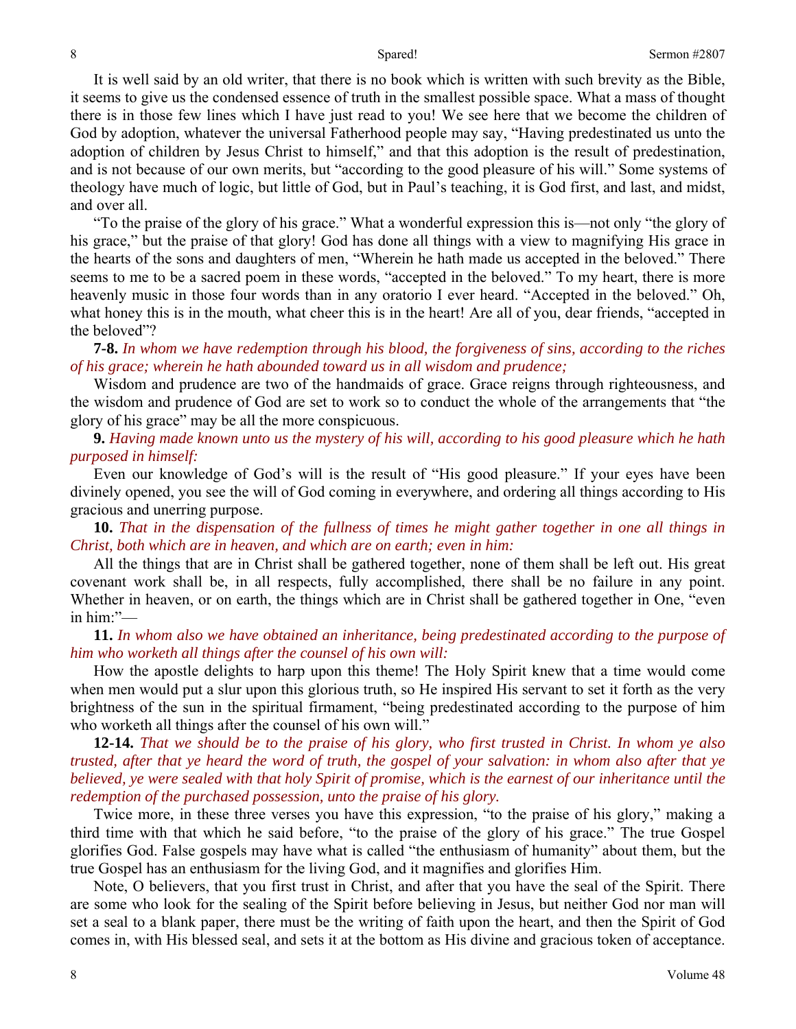It is well said by an old writer, that there is no book which is written with such brevity as the Bible, it seems to give us the condensed essence of truth in the smallest possible space. What a mass of thought there is in those few lines which I have just read to you! We see here that we become the children of God by adoption, whatever the universal Fatherhood people may say, "Having predestinated us unto the adoption of children by Jesus Christ to himself," and that this adoption is the result of predestination, and is not because of our own merits, but "according to the good pleasure of his will." Some systems of theology have much of logic, but little of God, but in Paul's teaching, it is God first, and last, and midst, and over all.

"To the praise of the glory of his grace." What a wonderful expression this is—not only "the glory of his grace," but the praise of that glory! God has done all things with a view to magnifying His grace in the hearts of the sons and daughters of men, "Wherein he hath made us accepted in the beloved." There seems to me to be a sacred poem in these words, "accepted in the beloved." To my heart, there is more heavenly music in those four words than in any oratorio I ever heard. "Accepted in the beloved." Oh, what honey this is in the mouth, what cheer this is in the heart! Are all of you, dear friends, "accepted in the beloved"?

**7-8.** *In whom we have redemption through his blood, the forgiveness of sins, according to the riches of his grace; wherein he hath abounded toward us in all wisdom and prudence;*

Wisdom and prudence are two of the handmaids of grace. Grace reigns through righteousness, and the wisdom and prudence of God are set to work so to conduct the whole of the arrangements that "the glory of his grace" may be all the more conspicuous.

**9.** *Having made known unto us the mystery of his will, according to his good pleasure which he hath purposed in himself:*

Even our knowledge of God's will is the result of "His good pleasure." If your eyes have been divinely opened, you see the will of God coming in everywhere, and ordering all things according to His gracious and unerring purpose.

**10.** *That in the dispensation of the fullness of times he might gather together in one all things in Christ, both which are in heaven, and which are on earth; even in him:*

All the things that are in Christ shall be gathered together, none of them shall be left out. His great covenant work shall be, in all respects, fully accomplished, there shall be no failure in any point. Whether in heaven, or on earth, the things which are in Christ shall be gathered together in One, "even in him:"—

**11.** *In whom also we have obtained an inheritance, being predestinated according to the purpose of him who worketh all things after the counsel of his own will:*

How the apostle delights to harp upon this theme! The Holy Spirit knew that a time would come when men would put a slur upon this glorious truth, so He inspired His servant to set it forth as the very brightness of the sun in the spiritual firmament, "being predestinated according to the purpose of him who worketh all things after the counsel of his own will."

**12-14.** *That we should be to the praise of his glory, who first trusted in Christ. In whom ye also trusted, after that ye heard the word of truth, the gospel of your salvation: in whom also after that ye believed, ye were sealed with that holy Spirit of promise, which is the earnest of our inheritance until the redemption of the purchased possession, unto the praise of his glory.*

Twice more, in these three verses you have this expression, "to the praise of his glory," making a third time with that which he said before, "to the praise of the glory of his grace." The true Gospel glorifies God. False gospels may have what is called "the enthusiasm of humanity" about them, but the true Gospel has an enthusiasm for the living God, and it magnifies and glorifies Him.

Note, O believers, that you first trust in Christ, and after that you have the seal of the Spirit. There are some who look for the sealing of the Spirit before believing in Jesus, but neither God nor man will set a seal to a blank paper, there must be the writing of faith upon the heart, and then the Spirit of God comes in, with His blessed seal, and sets it at the bottom as His divine and gracious token of acceptance.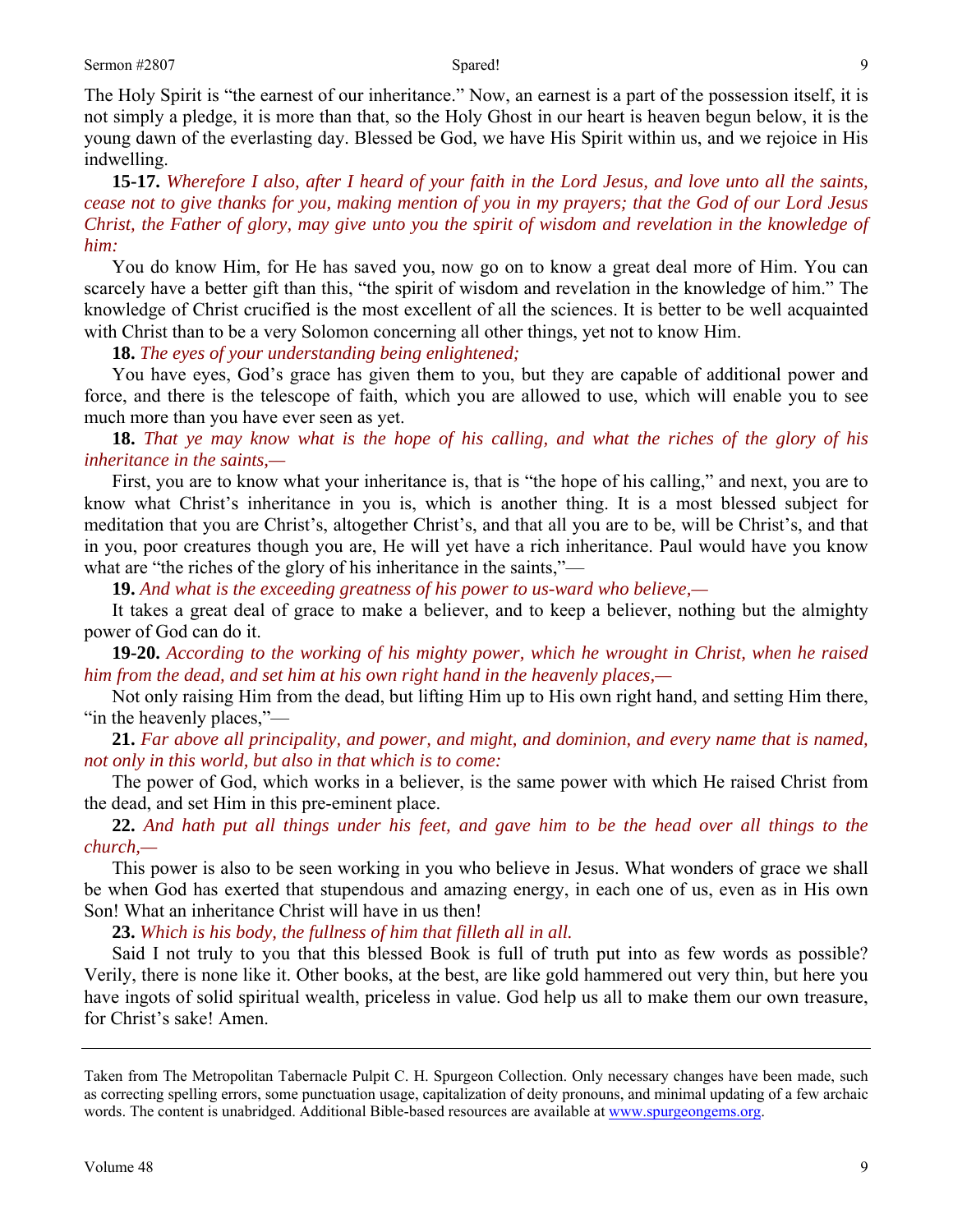The Holy Spirit is "the earnest of our inheritance." Now, an earnest is a part of the possession itself, it is not simply a pledge, it is more than that, so the Holy Ghost in our heart is heaven begun below, it is the young dawn of the everlasting day. Blessed be God, we have His Spirit within us, and we rejoice in His indwelling.

**15-17.** *Wherefore I also, after I heard of your faith in the Lord Jesus, and love unto all the saints, cease not to give thanks for you, making mention of you in my prayers; that the God of our Lord Jesus Christ, the Father of glory, may give unto you the spirit of wisdom and revelation in the knowledge of him:*

You do know Him, for He has saved you, now go on to know a great deal more of Him. You can scarcely have a better gift than this, "the spirit of wisdom and revelation in the knowledge of him." The knowledge of Christ crucified is the most excellent of all the sciences. It is better to be well acquainted with Christ than to be a very Solomon concerning all other things, yet not to know Him.

**18.** *The eyes of your understanding being enlightened;*

You have eyes, God's grace has given them to you, but they are capable of additional power and force, and there is the telescope of faith, which you are allowed to use, which will enable you to see much more than you have ever seen as yet.

**18.** *That ye may know what is the hope of his calling, and what the riches of the glory of his inheritance in the saints,—*

First, you are to know what your inheritance is, that is "the hope of his calling," and next, you are to know what Christ's inheritance in you is, which is another thing. It is a most blessed subject for meditation that you are Christ's, altogether Christ's, and that all you are to be, will be Christ's, and that in you, poor creatures though you are, He will yet have a rich inheritance. Paul would have you know what are "the riches of the glory of his inheritance in the saints,"—

**19.** *And what is the exceeding greatness of his power to us-ward who believe,—*

It takes a great deal of grace to make a believer, and to keep a believer, nothing but the almighty power of God can do it.

**19-20.** *According to the working of his mighty power, which he wrought in Christ, when he raised him from the dead, and set him at his own right hand in the heavenly places,—*

Not only raising Him from the dead, but lifting Him up to His own right hand, and setting Him there, "in the heavenly places,"—

**21.** *Far above all principality, and power, and might, and dominion, and every name that is named, not only in this world, but also in that which is to come:*

The power of God, which works in a believer, is the same power with which He raised Christ from the dead, and set Him in this pre-eminent place.

**22.** *And hath put all things under his feet, and gave him to be the head over all things to the church,—*

This power is also to be seen working in you who believe in Jesus. What wonders of grace we shall be when God has exerted that stupendous and amazing energy, in each one of us, even as in His own Son! What an inheritance Christ will have in us then!

**23.** *Which is his body, the fullness of him that filleth all in all.*

Said I not truly to you that this blessed Book is full of truth put into as few words as possible? Verily, there is none like it. Other books, at the best, are like gold hammered out very thin, but here you have ingots of solid spiritual wealth, priceless in value. God help us all to make them our own treasure, for Christ's sake! Amen.

---

Taken from The Metropolitan Tabernacle Pulpit C. H. Spurgeon Collection. Only necessary changes have been made, such as correcting spelling errors, some punctuation usage, capitalization of deity pronouns, and minimal updating of a few archaic words. The content is unabridged. Additional Bible-based resources are available at www.spurgeongems.org.